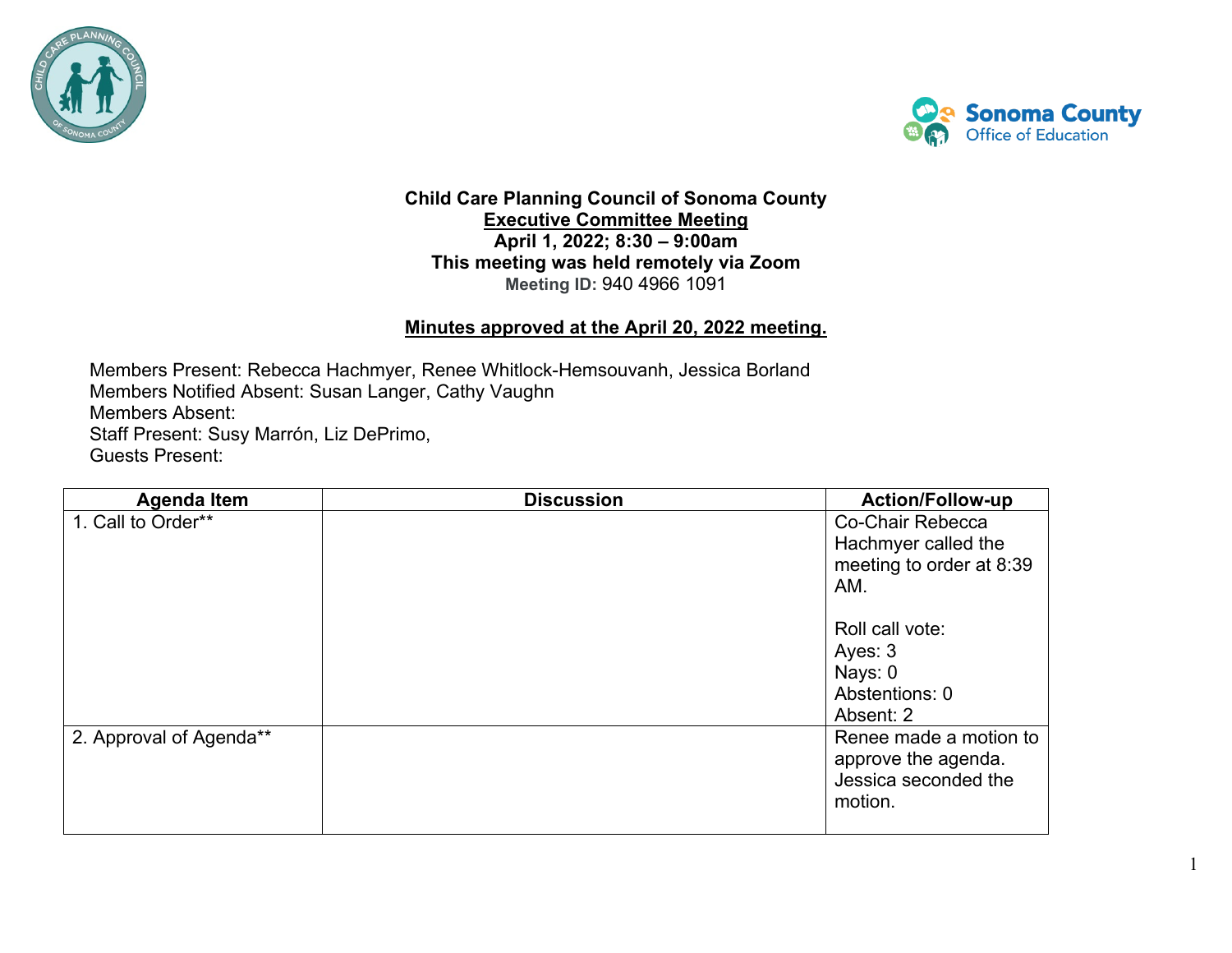**Child Care Planning Council of Sonoma County**
**Executive Committee Meeting**
**April 1, 2022; 8:30 – 9:00am**
**This meeting was held remotely via Zoom**
**Meeting ID:** 940 4966 1091

**Minutes approved at the April 20, 2022 meeting.**

Members Present: Rebecca Hachmyer, Renee Whitlock-Hemsouvanh, Jessica Borland
Members Notified Absent: Susan Langer, Cathy Vaughn
Members Absent:
Staff Present: Susy Marrón, Liz DePrimo,
Guests Present:

| Agenda Item | Discussion | Action/Follow-up |
|---|---|---|
| 1. Call to Order** | | Co-Chair Rebecca Hachmyer called the meeting to order at 8:39 AM.<br><br>Roll call vote:<br>Ayes: 3<br>Nays: 0<br>Abstentions: 0<br>Absent: 2 |
| 2. Approval of Agenda** | | Renee made a motion to approve the agenda. Jessica seconded the motion. |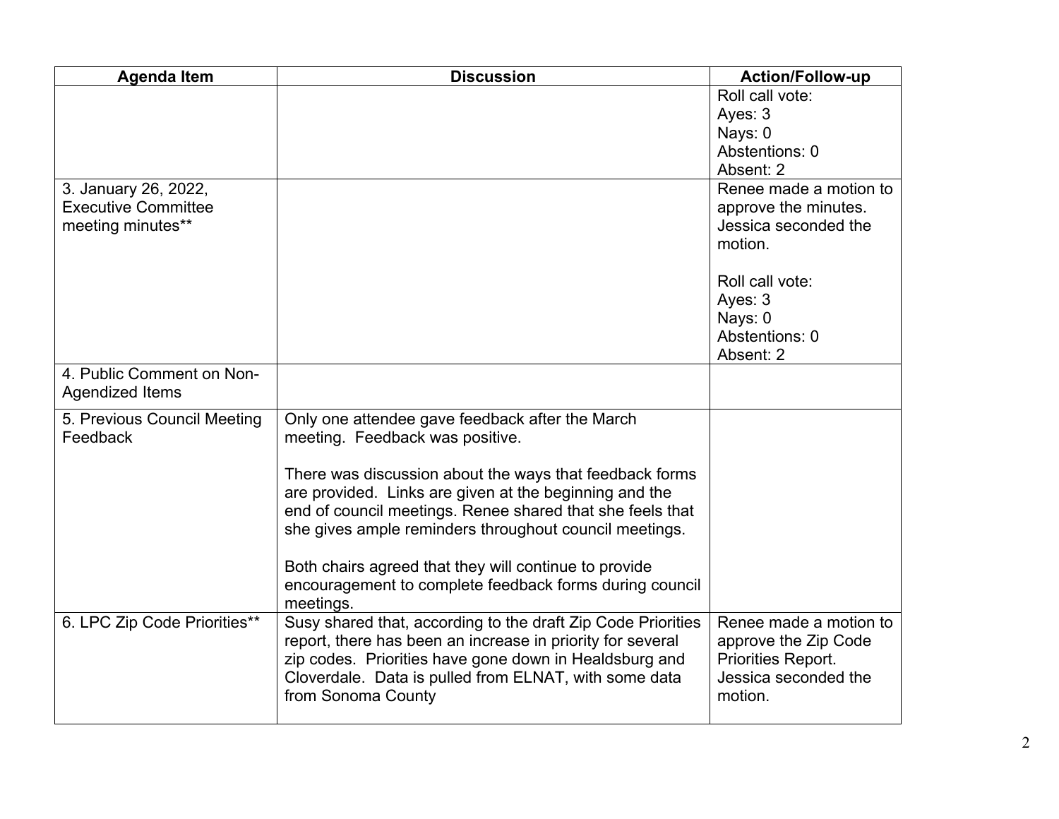| Agenda Item | Discussion | Action/Follow-up |
|---|---|---|
| | | Roll call vote:<br>Ayes: 3<br>Nays: 0<br>Abstentions: 0<br>Absent: 2 |
| 3. January 26, 2022, Executive Committee meeting minutes** | | Renee made a motion to approve the minutes. Jessica seconded the motion.<br><br>Roll call vote:<br>Ayes: 3<br>Nays: 0<br>Abstentions: 0<br>Absent: 2 |
| 4. Public Comment on Non-Agendized Items | | |
| 5. Previous Council Meeting Feedback | Only one attendee gave feedback after the March meeting. Feedback was positive.<br><br>There was discussion about the ways that feedback forms are provided. Links are given at the beginning and the end of council meetings. Renee shared that she feels that she gives ample reminders throughout council meetings.<br><br>Both chairs agreed that they will continue to provide encouragement to complete feedback forms during council meetings. | |
| 6. LPC Zip Code Priorities** | Susy shared that, according to the draft Zip Code Priorities report, there has been an increase in priority for several zip codes. Priorities have gone down in Healdsburg and Cloverdale. Data is pulled from ELNAT, with some data from Sonoma County | Renee made a motion to approve the Zip Code Priorities Report. Jessica seconded the motion. |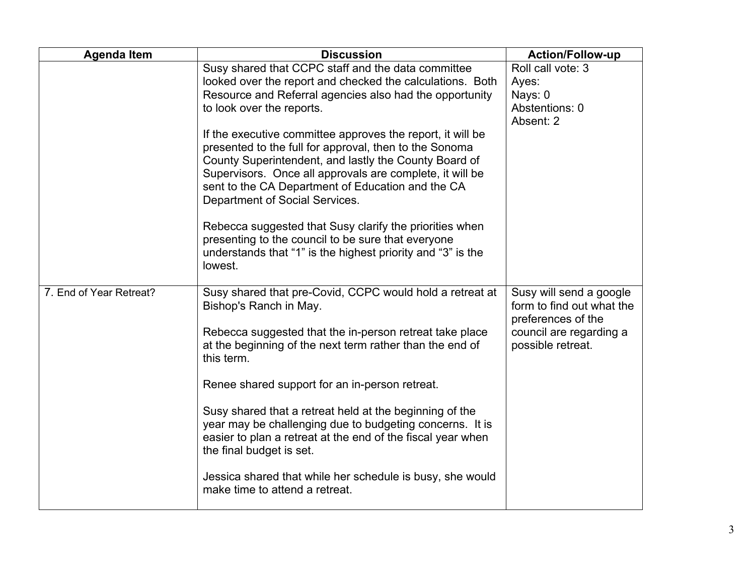| Agenda Item | Discussion | Action/Follow-up |
|---|---|---|
| | Susy shared that CCPC staff and the data committee looked over the report and checked the calculations. Both Resource and Referral agencies also had the opportunity to look over the reports.<br><br>If the executive committee approves the report, it will be presented to the full for approval, then to the Sonoma County Superintendent, and lastly the County Board of Supervisors. Once all approvals are complete, it will be sent to the CA Department of Education and the CA Department of Social Services.<br><br>Rebecca suggested that Susy clarify the priorities when presenting to the council to be sure that everyone understands that "1" is the highest priority and "3" is the lowest. | Roll call vote: 3<br>Ayes:<br>Nays: 0<br>Abstentions: 0<br>Absent: 2 |
| 7. End of Year Retreat? | Susy shared that pre-Covid, CCPC would hold a retreat at Bishop's Ranch in May.<br><br>Rebecca suggested that the in-person retreat take place at the beginning of the next term rather than the end of this term.<br><br>Renee shared support for an in-person retreat.<br><br>Susy shared that a retreat held at the beginning of the year may be challenging due to budgeting concerns. It is easier to plan a retreat at the end of the fiscal year when the final budget is set.<br><br>Jessica shared that while her schedule is busy, she would make time to attend a retreat. | Susy will send a google form to find out what the preferences of the council are regarding a possible retreat. |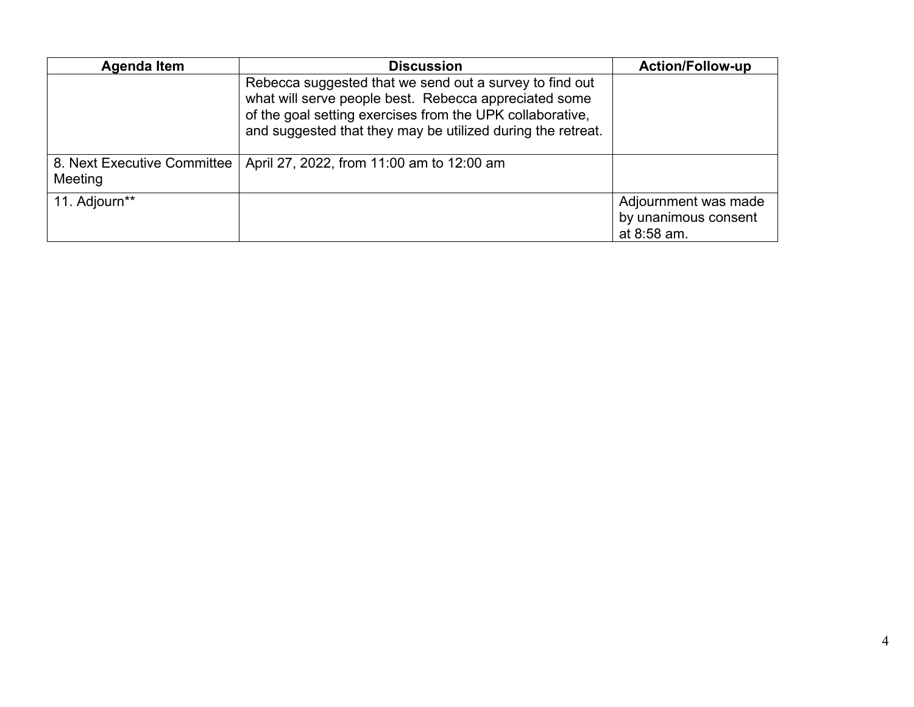| Agenda Item | Discussion | Action/Follow-up |
| --- | --- | --- |
| | Rebecca suggested that we send out a survey to find out what will serve people best. Rebecca appreciated some of the goal setting exercises from the UPK collaborative, and suggested that they may be utilized during the retreat. | |
| 8. Next Executive Committee Meeting | April 27, 2022, from 11:00 am to 12:00 am | |
| 11. Adjourn** | | Adjournment was made by unanimous consent at 8:58 am. |